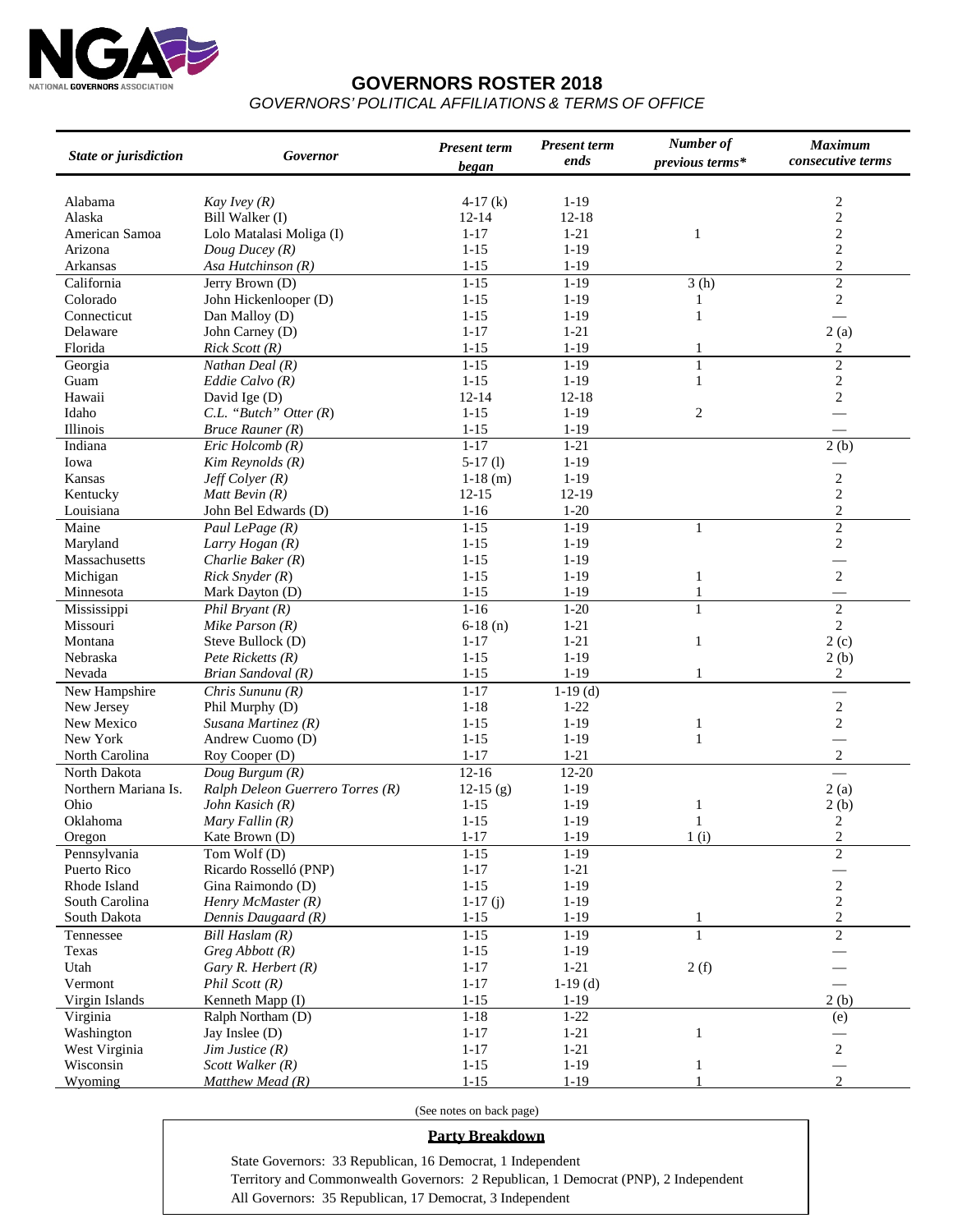# GOVERNORS ROSTER 2018

*GOVERNORS' POLITICAL AFFILIATIONS & TERMS OF OFFICE*

| *State or jurisdiction* | *Governor* | *Present term began* | *Present term ends* | *Number of previous terms** | *Maximum consecutive terms* |
|---|---|---|---|---|---|
| Alabama | *Kay Ivey (R)* | 4-17 (k) | 1-19 | | 2 |
| Alaska | Bill Walker (I) | 12-14 | 12-18 | | 2 |
| American Samoa | Lolo Matalasi Moliga (I) | 1-17 | 1-21 | 1 | 2 |
| Arizona | *Doug Ducey (R)* | 1-15 | 1-19 | | 2 |
| Arkansas | *Asa Hutchinson (R)* | 1-15 | 1-19 | | 2 |
| California | Jerry Brown (D) | 1-15 | 1-19 | 3 (h) | 2 |
| Colorado | John Hickenlooper (D) | 1-15 | 1-19 | 1 | 2 |
| Connecticut | Dan Malloy (D) | 1-15 | 1-19 | 1 | — |
| Delaware | John Carney (D) | 1-17 | 1-21 | | 2 (a) |
| Florida | *Rick Scott (R)* | 1-15 | 1-19 | 1 | 2 |
| Georgia | *Nathan Deal (R)* | 1-15 | 1-19 | 1 | 2 |
| Guam | *Eddie Calvo (R)* | 1-15 | 1-19 | 1 | 2 |
| Hawaii | David Ige (D) | 12-14 | 12-18 | | 2 |
| Idaho | *C.L. "Butch" Otter (R)* | 1-15 | 1-19 | 2 | — |
| Illinois | *Bruce Rauner (R)* | 1-15 | 1-19 | | — |
| Indiana | *Eric Holcomb (R)* | 1-17 | 1-21 | | 2 (b) |
| Iowa | *Kim Reynolds (R)* | 5-17 (l) | 1-19 | | — |
| Kansas | *Jeff Colyer (R)* | 1-18 (m) | 1-19 | | 2 |
| Kentucky | *Matt Bevin (R)* | 12-15 | 12-19 | | 2 |
| Louisiana | John Bel Edwards (D) | 1-16 | 1-20 | | 2 |
| Maine | *Paul LePage (R)* | 1-15 | 1-19 | 1 | 2 |
| Maryland | *Larry Hogan (R)* | 1-15 | 1-19 | | 2 |
| Massachusetts | *Charlie Baker (R)* | 1-15 | 1-19 | | — |
| Michigan | *Rick Snyder (R)* | 1-15 | 1-19 | 1 | 2 |
| Minnesota | Mark Dayton (D) | 1-15 | 1-19 | 1 | — |
| Mississippi | *Phil Bryant (R)* | 1-16 | 1-20 | 1 | 2 |
| Missouri | *Mike Parson (R)* | 6-18 (n) | 1-21 | | 2 |
| Montana | Steve Bullock (D) | 1-17 | 1-21 | 1 | 2 (c) |
| Nebraska | *Pete Ricketts (R)* | 1-15 | 1-19 | | 2 (b) |
| Nevada | *Brian Sandoval (R)* | 1-15 | 1-19 | 1 | 2 |
| New Hampshire | *Chris Sununu (R)* | 1-17 | 1-19 (d) | | — |
| New Jersey | Phil Murphy (D) | 1-18 | 1-22 | | 2 |
| New Mexico | *Susana Martinez (R)* | 1-15 | 1-19 | 1 | 2 |
| New York | Andrew Cuomo (D) | 1-15 | 1-19 | 1 | — |
| North Carolina | Roy Cooper (D) | 1-17 | 1-21 | | 2 |
| North Dakota | *Doug Burgum (R)* | 12-16 | 12-20 | | — |
| Northern Mariana Is. | *Ralph Deleon Guerrero Torres (R)* | 12-15 (g) | 1-19 | | 2 (a) |
| Ohio | *John Kasich (R)* | 1-15 | 1-19 | 1 | 2 (b) |
| Oklahoma | *Mary Fallin (R)* | 1-15 | 1-19 | 1 | 2 |
| Oregon | Kate Brown (D) | 1-17 | 1-19 | 1 (i) | 2 |
| Pennsylvania | Tom Wolf (D) | 1-15 | 1-19 | | 2 |
| Puerto Rico | Ricardo Rosselló (PNP) | 1-17 | 1-21 | | — |
| Rhode Island | Gina Raimondo (D) | 1-15 | 1-19 | | 2 |
| South Carolina | *Henry McMaster (R)* | 1-17 (j) | 1-19 | | 2 |
| South Dakota | *Dennis Daugaard (R)* | 1-15 | 1-19 | 1 | 2 |
| Tennessee | *Bill Haslam (R)* | 1-15 | 1-19 | 1 | 2 |
| Texas | *Greg Abbott (R)* | 1-15 | 1-19 | | — |
| Utah | *Gary R. Herbert (R)* | 1-17 | 1-21 | 2 (f) | — |
| Vermont | *Phil Scott (R)* | 1-17 | 1-19 (d) | | — |
| Virgin Islands | Kenneth Mapp (I) | 1-15 | 1-19 | | 2 (b) |
| Virginia | Ralph Northam (D) | 1-18 | 1-22 | | (e) |
| Washington | Jay Inslee (D) | 1-17 | 1-21 | 1 | — |
| West Virginia | *Jim Justice (R)* | 1-17 | 1-21 | | 2 |
| Wisconsin | *Scott Walker (R)* | 1-15 | 1-19 | 1 | — |
| Wyoming | *Matthew Mead (R)* | 1-15 | 1-19 | 1 | 2 |

(See notes on back page)

**Party Breakdown**

State Governors: 33 Republican, 16 Democrat, 1 Independent

Territory and Commonwealth Governors: 2 Republican, 1 Democrat (PNP), 2 Independent

All Governors: 35 Republican, 17 Democrat, 3 Independent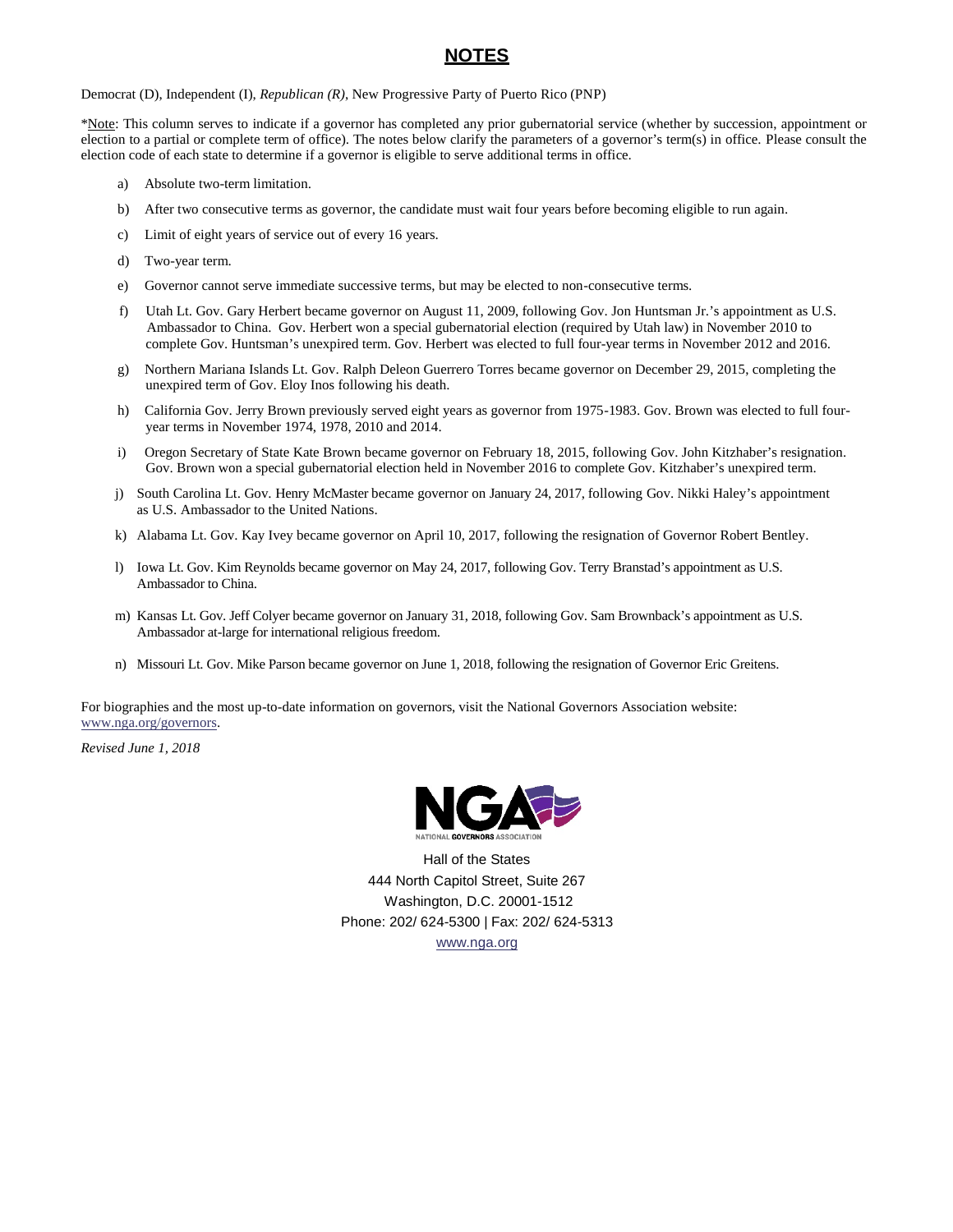## **NOTES**

Democrat (D), Independent (I), *Republican (R)*, New Progressive Party of Puerto Rico (PNP)

*Note: This column serves to indicate if a governor has completed any prior gubernatorial service (whether by succession, appointment or election to a partial or complete term of office). The notes below clarify the parameters of a governor's term(s) in office. Please consult the election code of each state to determine if a governor is eligible to serve additional terms in office.

a) Absolute two-term limitation.

b) After two consecutive terms as governor, the candidate must wait four years before becoming eligible to run again.

c) Limit of eight years of service out of every 16 years.

d) Two-year term.

e) Governor cannot serve immediate successive terms, but may be elected to non-consecutive terms.

f) Utah Lt. Gov. Gary Herbert became governor on August 11, 2009, following Gov. Jon Huntsman Jr.'s appointment as U.S. Ambassador to China. Gov. Herbert won a special gubernatorial election (required by Utah law) in November 2010 to complete Gov. Huntsman's unexpired term. Gov. Herbert was elected to full four-year terms in November 2012 and 2016.

g) Northern Mariana Islands Lt. Gov. Ralph Deleon Guerrero Torres became governor on December 29, 2015, completing the unexpired term of Gov. Eloy Inos following his death.

h) California Gov. Jerry Brown previously served eight years as governor from 1975-1983. Gov. Brown was elected to full four-year terms in November 1974, 1978, 2010 and 2014.

i) Oregon Secretary of State Kate Brown became governor on February 18, 2015, following Gov. John Kitzhaber's resignation. Gov. Brown won a special gubernatorial election held in November 2016 to complete Gov. Kitzhaber's unexpired term.

j) South Carolina Lt. Gov. Henry McMaster became governor on January 24, 2017, following Gov. Nikki Haley's appointment as U.S. Ambassador to the United Nations.

k) Alabama Lt. Gov. Kay Ivey became governor on April 10, 2017, following the resignation of Governor Robert Bentley.

l) Iowa Lt. Gov. Kim Reynolds became governor on May 24, 2017, following Gov. Terry Branstad's appointment as U.S. Ambassador to China.

m) Kansas Lt. Gov. Jeff Colyer became governor on January 31, 2018, following Gov. Sam Brownback's appointment as U.S. Ambassador at-large for international religious freedom.

n) Missouri Lt. Gov. Mike Parson became governor on June 1, 2018, following the resignation of Governor Eric Greitens.

For biographies and the most up-to-date information on governors, visit the National Governors Association website: www.nga.org/governors.

*Revised June 1, 2018*

NGA NATIONAL GOVERNORS ASSOCIATION

Hall of the States
444 North Capitol Street, Suite 267
Washington, D.C. 20001-1512
Phone: 202/ 624-5300 | Fax: 202/ 624-5313
www.nga.org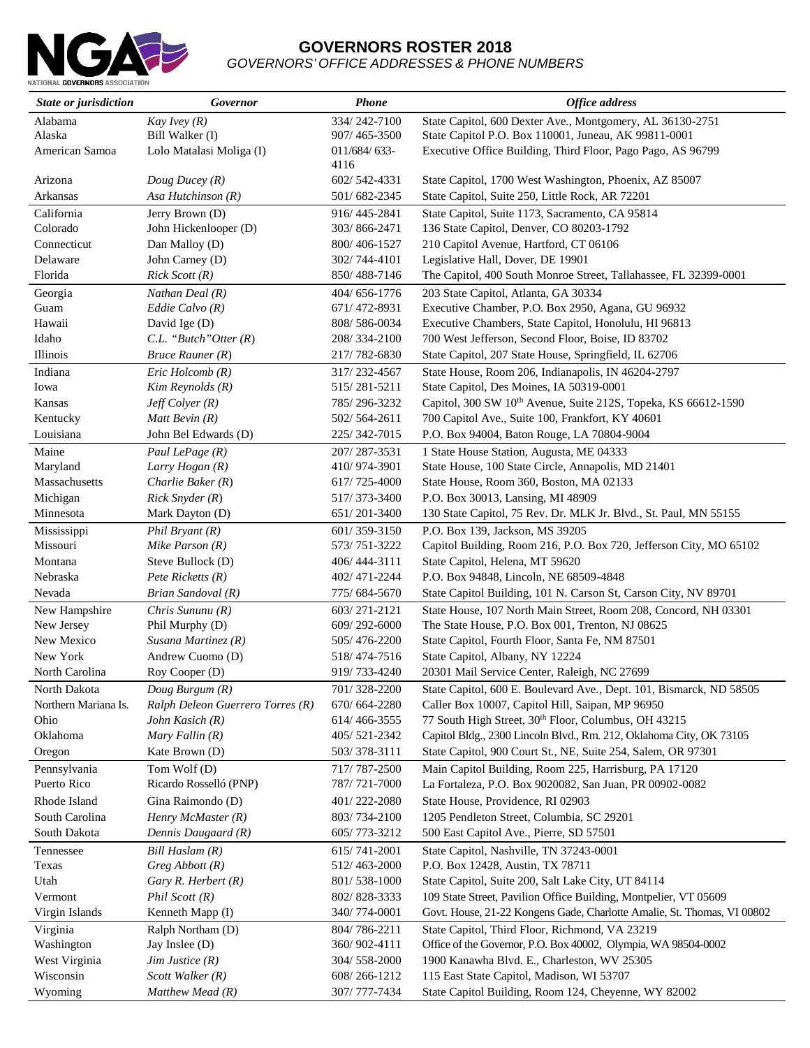# GOVERNORS ROSTER 2018

*GOVERNORS' OFFICE ADDRESSES & PHONE NUMBERS*

| *State or jurisdiction* | *Governor* | *Phone* | *Office address* |
|---|---|---|---|
| Alabama | *Kay Ivey (R)* | 334/ 242-7100 | State Capitol, 600 Dexter Ave., Montgomery, AL 36130-2751 |
| Alaska | Bill Walker (I) | 907/ 465-3500 | State Capitol P.O. Box 110001, Juneau, AK 99811-0001 |
| American Samoa | Lolo Matalasi Moliga (I) | 011/684/ 633-4116 | Executive Office Building, Third Floor, Pago Pago, AS 96799 |
| Arizona | *Doug Ducey (R)* | 602/ 542-4331 | State Capitol, 1700 West Washington, Phoenix, AZ 85007 |
| Arkansas | *Asa Hutchinson (R)* | 501/ 682-2345 | State Capitol, Suite 250, Little Rock, AR 72201 |
| California | Jerry Brown (D) | 916/ 445-2841 | State Capitol, Suite 1173, Sacramento, CA 95814 |
| Colorado | John Hickenlooper (D) | 303/ 866-2471 | 136 State Capitol, Denver, CO 80203-1792 |
| Connecticut | Dan Malloy (D) | 800/ 406-1527 | 210 Capitol Avenue, Hartford, CT 06106 |
| Delaware | John Carney (D) | 302/ 744-4101 | Legislative Hall, Dover, DE 19901 |
| Florida | *Rick Scott (R)* | 850/ 488-7146 | The Capitol, 400 South Monroe Street, Tallahassee, FL 32399-0001 |
| Georgia | *Nathan Deal (R)* | 404/ 656-1776 | 203 State Capitol, Atlanta, GA 30334 |
| Guam | *Eddie Calvo (R)* | 671/ 472-8931 | Executive Chamber, P.O. Box 2950, Agana, GU 96932 |
| Hawaii | David Ige (D) | 808/ 586-0034 | Executive Chambers, State Capitol, Honolulu, HI 96813 |
| Idaho | *C.L. "Butch"Otter (R)* | 208/ 334-2100 | 700 West Jefferson, Second Floor, Boise, ID 83702 |
| Illinois | *Bruce Rauner (R)* | 217/ 782-6830 | State Capitol, 207 State House, Springfield, IL 62706 |
| Indiana | *Eric Holcomb (R)* | 317/ 232-4567 | State House, Room 206, Indianapolis, IN 46204-2797 |
| Iowa | *Kim Reynolds (R)* | 515/ 281-5211 | State Capitol, Des Moines, IA 50319-0001 |
| Kansas | *Jeff Colyer (R)* | 785/ 296-3232 | Capitol, 300 SW 10th Avenue, Suite 212S, Topeka, KS 66612-1590 |
| Kentucky | *Matt Bevin (R)* | 502/ 564-2611 | 700 Capitol Ave., Suite 100, Frankfort, KY 40601 |
| Louisiana | John Bel Edwards (D) | 225/ 342-7015 | P.O. Box 94004, Baton Rouge, LA 70804-9004 |
| Maine | *Paul LePage (R)* | 207/ 287-3531 | 1 State House Station, Augusta, ME 04333 |
| Maryland | *Larry Hogan (R)* | 410/ 974-3901 | State House, 100 State Circle, Annapolis, MD 21401 |
| Massachusetts | *Charlie Baker (R)* | 617/ 725-4000 | State House, Room 360, Boston, MA 02133 |
| Michigan | *Rick Snyder (R)* | 517/ 373-3400 | P.O. Box 30013, Lansing, MI 48909 |
| Minnesota | Mark Dayton (D) | 651/ 201-3400 | 130 State Capitol, 75 Rev. Dr. MLK Jr. Blvd., St. Paul, MN 55155 |
| Mississippi | *Phil Bryant (R)* | 601/ 359-3150 | P.O. Box 139, Jackson, MS 39205 |
| Missouri | *Mike Parson (R)* | 573/ 751-3222 | Capitol Building, Room 216, P.O. Box 720, Jefferson City, MO 65102 |
| Montana | Steve Bullock (D) | 406/ 444-3111 | State Capitol, Helena, MT 59620 |
| Nebraska | *Pete Ricketts (R)* | 402/ 471-2244 | P.O. Box 94848, Lincoln, NE 68509-4848 |
| Nevada | *Brian Sandoval (R)* | 775/ 684-5670 | State Capitol Building, 101 N. Carson St, Carson City, NV 89701 |
| New Hampshire | *Chris Sununu (R)* | 603/ 271-2121 | State House, 107 North Main Street, Room 208, Concord, NH 03301 |
| New Jersey | Phil Murphy (D) | 609/ 292-6000 | The State House, P.O. Box 001, Trenton, NJ 08625 |
| New Mexico | *Susana Martinez (R)* | 505/ 476-2200 | State Capitol, Fourth Floor, Santa Fe, NM 87501 |
| New York | Andrew Cuomo (D) | 518/ 474-7516 | State Capitol, Albany, NY 12224 |
| North Carolina | Roy Cooper (D) | 919/ 733-4240 | 20301 Mail Service Center, Raleigh, NC 27699 |
| North Dakota | *Doug Burgum (R)* | 701/ 328-2200 | State Capitol, 600 E. Boulevard Ave., Dept. 101, Bismarck, ND 58505 |
| Northern Mariana Is. | *Ralph Deleon Guerrero Torres (R)* | 670/ 664-2280 | Caller Box 10007, Capitol Hill, Saipan, MP 96950 |
| Ohio | *John Kasich (R)* | 614/ 466-3555 | 77 South High Street, 30th Floor, Columbus, OH 43215 |
| Oklahoma | *Mary Fallin (R)* | 405/ 521-2342 | Capitol Bldg., 2300 Lincoln Blvd., Rm. 212, Oklahoma City, OK 73105 |
| Oregon | Kate Brown (D) | 503/ 378-3111 | State Capitol, 900 Court St., NE, Suite 254, Salem, OR 97301 |
| Pennsylvania | Tom Wolf (D) | 717/ 787-2500 | Main Capitol Building, Room 225, Harrisburg, PA 17120 |
| Puerto Rico | Ricardo Rosselló (PNP) | 787/ 721-7000 | La Fortaleza, P.O. Box 9020082, San Juan, PR 00902-0082 |
| Rhode Island | Gina Raimondo (D) | 401/ 222-2080 | State House, Providence, RI 02903 |
| South Carolina | *Henry McMaster (R)* | 803/ 734-2100 | 1205 Pendleton Street, Columbia, SC 29201 |
| South Dakota | *Dennis Daugaard (R)* | 605/ 773-3212 | 500 East Capitol Ave., Pierre, SD 57501 |
| Tennessee | *Bill Haslam (R)* | 615/ 741-2001 | State Capitol, Nashville, TN 37243-0001 |
| Texas | *Greg Abbott (R)* | 512/ 463-2000 | P.O. Box 12428, Austin, TX 78711 |
| Utah | *Gary R. Herbert (R)* | 801/ 538-1000 | State Capitol, Suite 200, Salt Lake City, UT 84114 |
| Vermont | *Phil Scott (R)* | 802/ 828-3333 | 109 State Street, Pavilion Office Building, Montpelier, VT 05609 |
| Virgin Islands | Kenneth Mapp (I) | 340/ 774-0001 | Govt. House, 21-22 Kongens Gade, Charlotte Amalie, St. Thomas, VI 00802 |
| Virginia | Ralph Northam (D) | 804/ 786-2211 | State Capitol, Third Floor, Richmond, VA 23219 |
| Washington | Jay Inslee (D) | 360/ 902-4111 | Office of the Governor, P.O. Box 40002, Olympia, WA 98504-0002 |
| West Virginia | *Jim Justice (R)* | 304/ 558-2000 | 1900 Kanawha Blvd. E., Charleston, WV 25305 |
| Wisconsin | *Scott Walker (R)* | 608/ 266-1212 | 115 East State Capitol, Madison, WI 53707 |
| Wyoming | *Matthew Mead (R)* | 307/ 777-7434 | State Capitol Building, Room 124, Cheyenne, WY 82002 |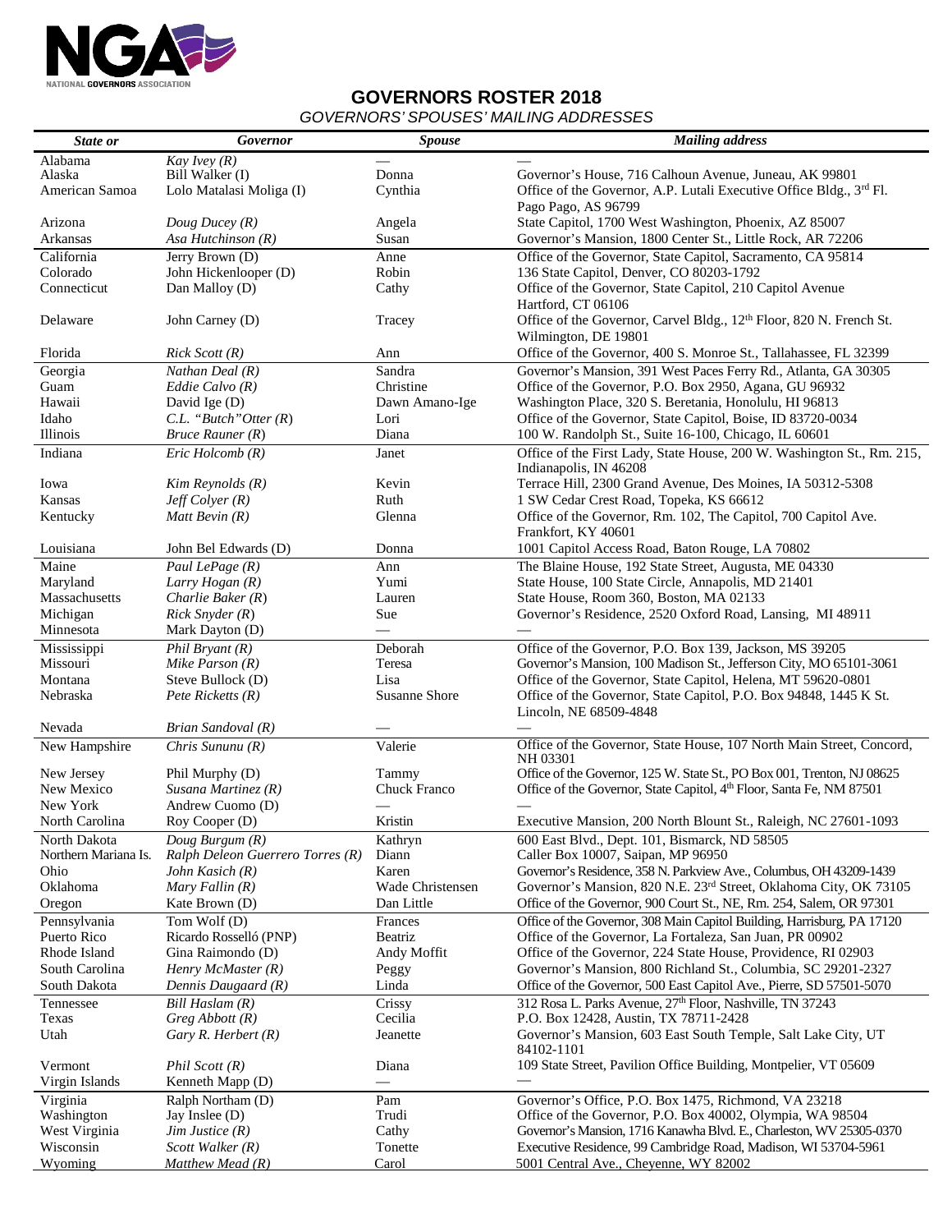# GOVERNORS ROSTER 2018

*GOVERNORS' SPOUSES' MAILING ADDRESSES*

| *State or* | *Governor* | *Spouse* | *Mailing address* |
|---|---|---|---|
| Alabama | *Kay Ivey (R)* | — | — |
| Alaska | Bill Walker (I) | Donna | Governor's House, 716 Calhoun Avenue, Juneau, AK 99801 |
| American Samoa | Lolo Matalasi Moliga (I) | Cynthia | Office of the Governor, A.P. Lutali Executive Office Bldg., 3rd Fl. Pago Pago, AS 96799 |
| Arizona | *Doug Ducey (R)* | Angela | State Capitol, 1700 West Washington, Phoenix, AZ 85007 |
| Arkansas | *Asa Hutchinson (R)* | Susan | Governor's Mansion, 1800 Center St., Little Rock, AR 72206 |
| California | Jerry Brown (D) | Anne | Office of the Governor, State Capitol, Sacramento, CA 95814 |
| Colorado | John Hickenlooper (D) | Robin | 136 State Capitol, Denver, CO 80203-1792 |
| Connecticut | Dan Malloy (D) | Cathy | Office of the Governor, State Capitol, 210 Capitol Avenue Hartford, CT 06106 |
| Delaware | John Carney (D) | Tracey | Office of the Governor, Carvel Bldg., 12th Floor, 820 N. French St. Wilmington, DE 19801 |
| Florida | *Rick Scott (R)* | Ann | Office of the Governor, 400 S. Monroe St., Tallahassee, FL 32399 |
| Georgia | *Nathan Deal (R)* | Sandra | Governor's Mansion, 391 West Paces Ferry Rd., Atlanta, GA 30305 |
| Guam | *Eddie Calvo (R)* | Christine | Office of the Governor, P.O. Box 2950, Agana, GU 96932 |
| Hawaii | David Ige (D) | Dawn Amano-Ige | Washington Place, 320 S. Beretania, Honolulu, HI 96813 |
| Idaho | *C.L. "Butch"Otter (R)* | Lori | Office of the Governor, State Capitol, Boise, ID 83720-0034 |
| Illinois | *Bruce Rauner (R)* | Diana | 100 W. Randolph St., Suite 16-100, Chicago, IL 60601 |
| Indiana | *Eric Holcomb (R)* | Janet | Office of the First Lady, State House, 200 W. Washington St., Rm. 215, Indianapolis, IN 46208 |
| Iowa | *Kim Reynolds (R)* | Kevin | Terrace Hill, 2300 Grand Avenue, Des Moines, IA 50312-5308 |
| Kansas | *Jeff Colyer (R)* | Ruth | 1 SW Cedar Crest Road, Topeka, KS 66612 |
| Kentucky | *Matt Bevin (R)* | Glenna | Office of the Governor, Rm. 102, The Capitol, 700 Capitol Ave. Frankfort, KY 40601 |
| Louisiana | John Bel Edwards (D) | Donna | 1001 Capitol Access Road, Baton Rouge, LA 70802 |
| Maine | *Paul LePage (R)* | Ann | The Blaine House, 192 State Street, Augusta, ME 04330 |
| Maryland | *Larry Hogan (R)* | Yumi | State House, 100 State Circle, Annapolis, MD 21401 |
| Massachusetts | *Charlie Baker (R)* | Lauren | State House, Room 360, Boston, MA 02133 |
| Michigan | *Rick Snyder (R)* | Sue | Governor's Residence, 2520 Oxford Road, Lansing, MI 48911 |
| Minnesota | Mark Dayton (D) | — | — |
| Mississippi | *Phil Bryant (R)* | Deborah | Office of the Governor, P.O. Box 139, Jackson, MS 39205 |
| Missouri | *Mike Parson (R)* | Teresa | Governor's Mansion, 100 Madison St., Jefferson City, MO 65101-3061 |
| Montana | Steve Bullock (D) | Lisa | Office of the Governor, State Capitol, Helena, MT 59620-0801 |
| Nebraska | *Pete Ricketts (R)* | Susanne Shore | Office of the Governor, State Capitol, P.O. Box 94848, 1445 K St. Lincoln, NE 68509-4848 |
| Nevada | *Brian Sandoval (R)* | — | — |
| New Hampshire | *Chris Sununu (R)* | Valerie | Office of the Governor, State House, 107 North Main Street, Concord, NH 03301 |
| New Jersey | Phil Murphy (D) | Tammy | Office of the Governor, 125 W. State St., PO Box 001, Trenton, NJ 08625 |
| New Mexico | *Susana Martinez (R)* | Chuck Franco | Office of the Governor, State Capitol, 4th Floor, Santa Fe, NM 87501 |
| New York | Andrew Cuomo (D) | — | — |
| North Carolina | Roy Cooper (D) | Kristin | Executive Mansion, 200 North Blount St., Raleigh, NC 27601-1093 |
| North Dakota | *Doug Burgum (R)* | Kathryn | 600 East Blvd., Dept. 101, Bismarck, ND 58505 |
| Northern Mariana Is. | *Ralph Deleon Guerrero Torres (R)* | Diann | Caller Box 10007, Saipan, MP 96950 |
| Ohio | *John Kasich (R)* | Karen | Governor's Residence, 358 N. Parkview Ave., Columbus, OH 43209-1439 |
| Oklahoma | *Mary Fallin (R)* | Wade Christensen | Governor's Mansion, 820 N.E. 23rd Street, Oklahoma City, OK 73105 |
| Oregon | Kate Brown (D) | Dan Little | Office of the Governor, 900 Court St., NE, Rm. 254, Salem, OR 97301 |
| Pennsylvania | Tom Wolf (D) | Frances | Office of the Governor, 308 Main Capitol Building, Harrisburg, PA 17120 |
| Puerto Rico | Ricardo Rosselló (PNP) | Beatriz | Office of the Governor, La Fortaleza, San Juan, PR 00902 |
| Rhode Island | Gina Raimondo (D) | Andy Moffit | Office of the Governor, 224 State House, Providence, RI 02903 |
| South Carolina | *Henry McMaster (R)* | Peggy | Governor's Mansion, 800 Richland St., Columbia, SC 29201-2327 |
| South Dakota | *Dennis Daugaard (R)* | Linda | Office of the Governor, 500 East Capitol Ave., Pierre, SD 57501-5070 |
| Tennessee | *Bill Haslam (R)* | Crissy | 312 Rosa L. Parks Avenue, 27th Floor, Nashville, TN 37243 |
| Texas | *Greg Abbott (R)* | Cecilia | P.O. Box 12428, Austin, TX 78711-2428 |
| Utah | *Gary R. Herbert (R)* | Jeanette | Governor's Mansion, 603 East South Temple, Salt Lake City, UT 84102-1101 |
| Vermont | *Phil Scott (R)* | Diana | 109 State Street, Pavilion Office Building, Montpelier, VT 05609 |
| Virgin Islands | Kenneth Mapp (D) | — | — |
| Virginia | Ralph Northam (D) | Pam | Governor's Office, P.O. Box 1475, Richmond, VA 23218 |
| Washington | Jay Inslee (D) | Trudi | Office of the Governor, P.O. Box 40002, Olympia, WA 98504 |
| West Virginia | *Jim Justice (R)* | Cathy | Governor's Mansion, 1716 Kanawha Blvd. E., Charleston, WV 25305-0370 |
| Wisconsin | *Scott Walker (R)* | Tonette | Executive Residence, 99 Cambridge Road, Madison, WI 53704-5961 |
| Wyoming | *Matthew Mead (R)* | Carol | 5001 Central Ave., Cheyenne, WY 82002 |